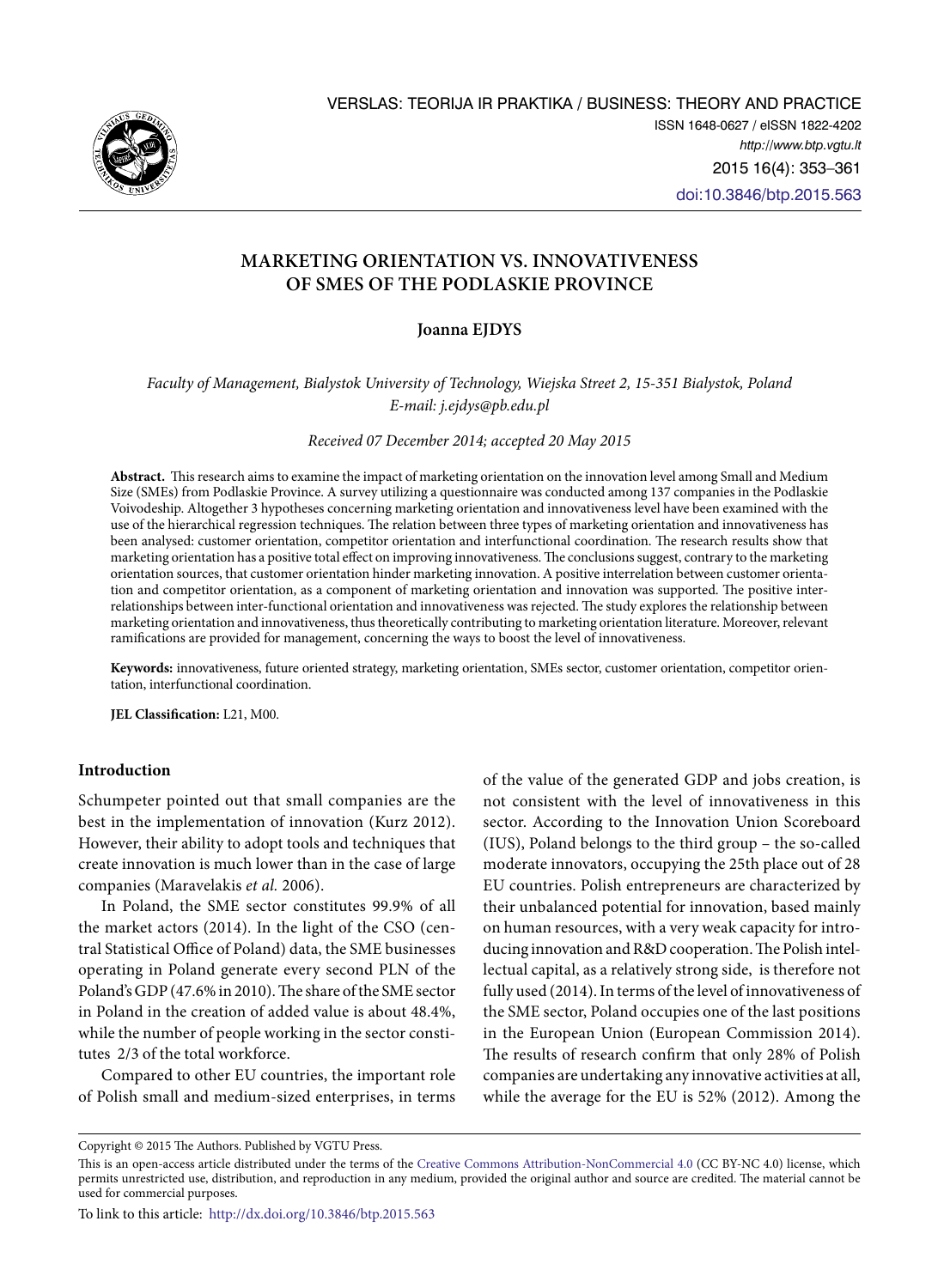# MARKETING ORIENTATION VS. INNOVATIVENESS OF SMES OF THE PODLASKIE PROVINCE

**Joanna EJDYS**

*Faculty of Management, Bialystok University of Technology, Wiejska Street 2, 15-351 Bialystok, Poland*
*E-mail: j.ejdys@pb.edu.pl*

*Received 07 December 2014; accepted 20 May 2015*

**Abstract.** This research aims to examine the impact of marketing orientation on the innovation level among Small and Medium Size (SMEs) from Podlaskie Province. A survey utilizing a questionnaire was conducted among 137 companies in the Podlaskie Voivodeship. Altogether 3 hypotheses concerning marketing orientation and innovativeness level have been examined with the use of the hierarchical regression techniques. The relation between three types of marketing orientation and innovativeness has been analysed: customer orientation, competitor orientation and interfunctional coordination. The research results show that marketing orientation has a positive total effect on improving innovativeness. The conclusions suggest, contrary to the marketing orientation sources, that customer orientation hinder marketing innovation. A positive interrelation between customer orientation and competitor orientation, as a component of marketing orientation and innovation was supported. The positive interrelationships between inter-functional orientation and innovativeness was rejected. The study explores the relationship between marketing orientation and innovativeness, thus theoretically contributing to marketing orientation literature. Moreover, relevant ramifications are provided for management, concerning the ways to boost the level of innovativeness.

**Keywords:** innovativeness, future oriented strategy, marketing orientation, SMEs sector, customer orientation, competitor orientation, interfunctional coordination.

**JEL Classification:** L21, M00.

## Introduction

Schumpeter pointed out that small companies are the best in the implementation of innovation (Kurz 2012). However, their ability to adopt tools and techniques that create innovation is much lower than in the case of large companies (Maravelakis *et al.* 2006).

In Poland, the SME sector constitutes 99.9% of all the market actors (2014). In the light of the CSO (central Statistical Office of Poland) data, the SME businesses operating in Poland generate every second PLN of the Poland's GDP (47.6% in 2010). The share of the SME sector in Poland in the creation of added value is about 48.4%, while the number of people working in the sector constitutes 2/3 of the total workforce.

Compared to other EU countries, the important role of Polish small and medium-sized enterprises, in terms of the value of the generated GDP and jobs creation, is not consistent with the level of innovativeness in this sector. According to the Innovation Union Scoreboard (IUS), Poland belongs to the third group – the so-called moderate innovators, occupying the 25th place out of 28 EU countries. Polish entrepreneurs are characterized by their unbalanced potential for innovation, based mainly on human resources, with a very weak capacity for introducing innovation and R&D cooperation. The Polish intellectual capital, as a relatively strong side, is therefore not fully used (2014). In terms of the level of innovativeness of the SME sector, Poland occupies one of the last positions in the European Union (European Commission 2014). The results of research confirm that only 28% of Polish companies are undertaking any innovative activities at all, while the average for the EU is 52% (2012). Among the

---

Copyright © 2015 The Authors. Published by VGTU Press.

This is an open-access article distributed under the terms of the Creative Commons Attribution-NonCommercial 4.0 (CC BY-NC 4.0) license, which permits unrestricted use, distribution, and reproduction in any medium, provided the original author and source are credited. The material cannot be used for commercial purposes.

To link to this article: http://dx.doi.org/10.3846/btp.2015.563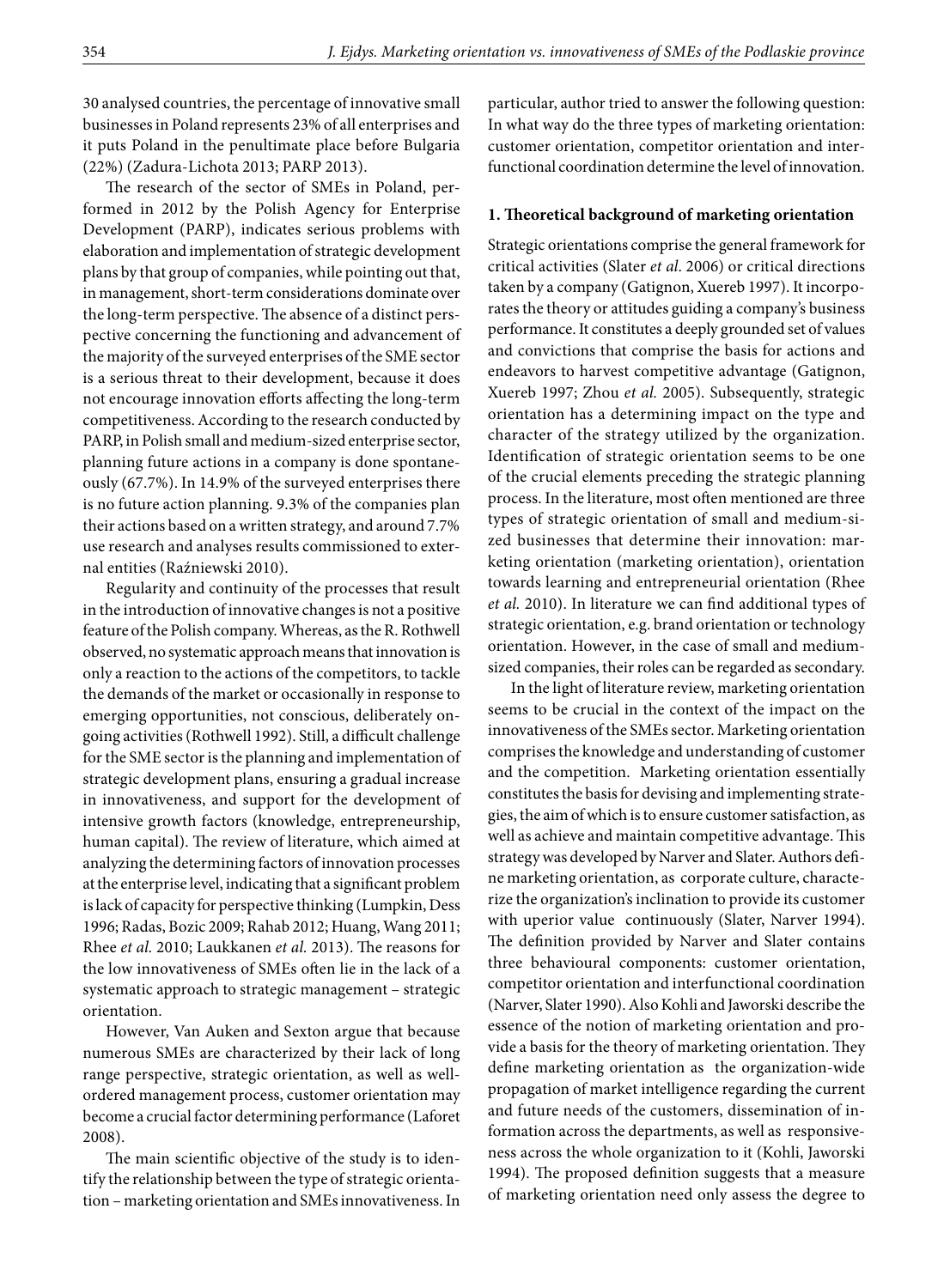30 analysed countries, the percentage of innovative small businesses in Poland represents 23% of all enterprises and it puts Poland in the penultimate place before Bulgaria (22%) (Zadura-Lichota 2013; PARP 2013).

The research of the sector of SMEs in Poland, performed in 2012 by the Polish Agency for Enterprise Development (PARP), indicates serious problems with elaboration and implementation of strategic development plans by that group of companies, while pointing out that, in management, short-term considerations dominate over the long-term perspective. The absence of a distinct perspective concerning the functioning and advancement of the majority of the surveyed enterprises of the SME sector is a serious threat to their development, because it does not encourage innovation efforts affecting the long-term competitiveness. According to the research conducted by PARP, in Polish small and medium-sized enterprise sector, planning future actions in a company is done spontaneously (67.7%). In 14.9% of the surveyed enterprises there is no future action planning. 9.3% of the companies plan their actions based on a written strategy, and around 7.7% use research and analyses results commissioned to external entities (Raźniewski 2010).

Regularity and continuity of the processes that result in the introduction of innovative changes is not a positive feature of the Polish company. Whereas, as the R. Rothwell observed, no systematic approach means that innovation is only a reaction to the actions of the competitors, to tackle the demands of the market or occasionally in response to emerging opportunities, not conscious, deliberately ongoing activities (Rothwell 1992). Still, a difficult challenge for the SME sector is the planning and implementation of strategic development plans, ensuring a gradual increase in innovativeness, and support for the development of intensive growth factors (knowledge, entrepreneurship, human capital). The review of literature, which aimed at analyzing the determining factors of innovation processes at the enterprise level, indicating that a significant problem is lack of capacity for perspective thinking (Lumpkin, Dess 1996; Radas, Bozic 2009; Rahab 2012; Huang, Wang 2011; Rhee *et al.* 2010; Laukkanen *et al.* 2013). The reasons for the low innovativeness of SMEs often lie in the lack of a systematic approach to strategic management – strategic orientation.

However, Van Auken and Sexton argue that because numerous SMEs are characterized by their lack of long range perspective, strategic orientation, as well as well-ordered management process, customer orientation may become a crucial factor determining performance (Laforet 2008).

The main scientific objective of the study is to identify the relationship between the type of strategic orientation – marketing orientation and SMEs innovativeness. In particular, author tried to answer the following question: In what way do the three types of marketing orientation: customer orientation, competitor orientation and interfunctional coordination determine the level of innovation.

## 1. Theoretical background of marketing orientation

Strategic orientations comprise the general framework for critical activities (Slater *et al.* 2006) or critical directions taken by a company (Gatignon, Xuereb 1997). It incorporates the theory or attitudes guiding a company's business performance. It constitutes a deeply grounded set of values and convictions that comprise the basis for actions and endeavors to harvest competitive advantage (Gatignon, Xuereb 1997; Zhou *et al.* 2005). Subsequently, strategic orientation has a determining impact on the type and character of the strategy utilized by the organization. Identification of strategic orientation seems to be one of the crucial elements preceding the strategic planning process. In the literature, most often mentioned are three types of strategic orientation of small and medium-sized businesses that determine their innovation: marketing orientation (marketing orientation), orientation towards learning and entrepreneurial orientation (Rhee *et al.* 2010). In literature we can find additional types of strategic orientation, e.g. brand orientation or technology orientation. However, in the case of small and medium-sized companies, their roles can be regarded as secondary.

In the light of literature review, marketing orientation seems to be crucial in the context of the impact on the innovativeness of the SMEs sector. Marketing orientation comprises the knowledge and understanding of customer and the competition. Marketing orientation essentially constitutes the basis for devising and implementing strategies, the aim of which is to ensure customer satisfaction, as well as achieve and maintain competitive advantage. This strategy was developed by Narver and Slater. Authors define marketing orientation, as corporate culture, characterize the organization's inclination to provide its customer with uperior value continuously (Slater, Narver 1994). The definition provided by Narver and Slater contains three behavioural components: customer orientation, competitor orientation and interfunctional coordination (Narver, Slater 1990). Also Kohli and Jaworski describe the essence of the notion of marketing orientation and provide a basis for the theory of marketing orientation. They define marketing orientation as the organization-wide propagation of market intelligence regarding the current and future needs of the customers, dissemination of information across the departments, as well as responsiveness across the whole organization to it (Kohli, Jaworski 1994). The proposed definition suggests that a measure of marketing orientation need only assess the degree to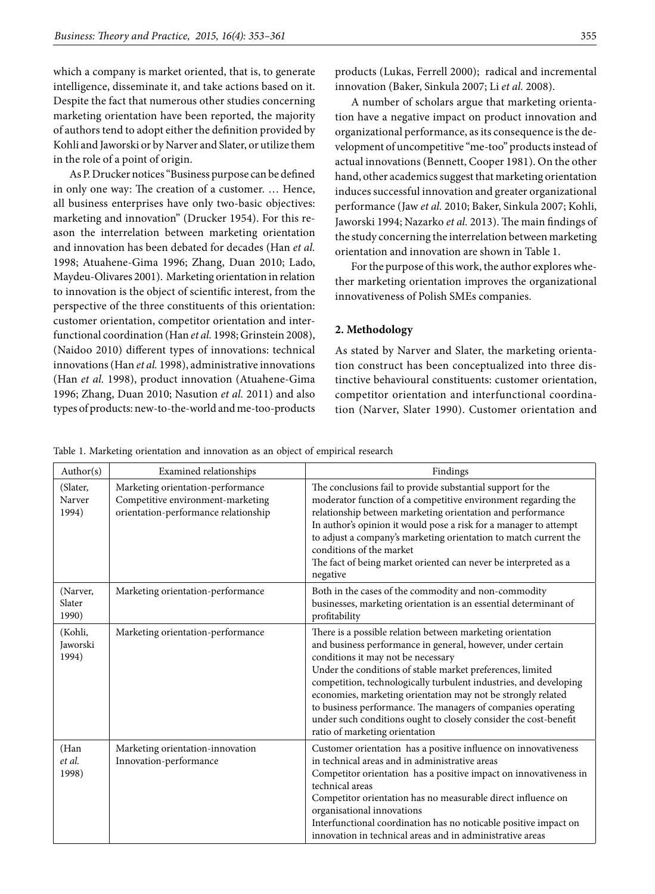which a company is market oriented, that is, to generate intelligence, disseminate it, and take actions based on it. Despite the fact that numerous other studies concerning marketing orientation have been reported, the majority of authors tend to adopt either the definition provided by Kohli and Jaworski or by Narver and Slater, or utilize them in the role of a point of origin.

As P. Drucker notices "Business purpose can be defined in only one way: The creation of a customer. … Hence, all business enterprises have only two-basic objectives: marketing and innovation" (Drucker 1954). For this reason the interrelation between marketing orientation and innovation has been debated for decades (Han *et al.* 1998; Atuahene-Gima 1996; Zhang, Duan 2010; Lado, Maydeu-Olivares 2001). Marketing orientation in relation to innovation is the object of scientific interest, from the perspective of the three constituents of this orientation: customer orientation, competitor orientation and interfunctional coordination (Han *et al.* 1998; Grinstein 2008), (Naidoo 2010) different types of innovations: technical innovations (Han *et al.* 1998), administrative innovations (Han *et al.* 1998), product innovation (Atuahene-Gima 1996; Zhang, Duan 2010; Nasution *et al.* 2011) and also types of products: new-to-the-world and me-too-products products (Lukas, Ferrell 2000); radical and incremental innovation (Baker, Sinkula 2007; Li *et al.* 2008).

A number of scholars argue that marketing orientation have a negative impact on product innovation and organizational performance, as its consequence is the development of uncompetitive "me-too" products instead of actual innovations (Bennett, Cooper 1981). On the other hand, other academics suggest that marketing orientation induces successful innovation and greater organizational performance (Jaw *et al.* 2010; Baker, Sinkula 2007; Kohli, Jaworski 1994; Nazarko *et al.* 2013). The main findings of the study concerning the interrelation between marketing orientation and innovation are shown in Table 1.

For the purpose of this work, the author explores whether marketing orientation improves the organizational innovativeness of Polish SMEs companies.

## 2. Methodology

As stated by Narver and Slater, the marketing orientation construct has been conceptualized into three distinctive behavioural constituents: customer orientation, competitor orientation and interfunctional coordination (Narver, Slater 1990). Customer orientation and

Table 1. Marketing orientation and innovation as an object of empirical research

| Author(s) | Examined relationships | Findings |
|---|---|---|
| (Slater, Narver 1994) | Marketing orientation-performance<br>Competitive environment-marketing orientation-performance relationship | The conclusions fail to provide substantial support for the moderator function of a competitive environment regarding the relationship between marketing orientation and performance<br>In author's opinion it would pose a risk for a manager to attempt to adjust a company's marketing orientation to match current the conditions of the market<br>The fact of being market oriented can never be interpreted as a negative |
| (Narver, Slater 1990) | Marketing orientation-performance | Both in the cases of the commodity and non-commodity businesses, marketing orientation is an essential determinant of profitability |
| (Kohli, Jaworski 1994) | Marketing orientation-performance | There is a possible relation between marketing orientation and business performance in general, however, under certain conditions it may not be necessary<br>Under the conditions of stable market preferences, limited competition, technologically turbulent industries, and developing economies, marketing orientation may not be strongly related to business performance. The managers of companies operating under such conditions ought to closely consider the cost-benefit ratio of marketing orientation |
| (Han *et al.* 1998) | Marketing orientation-innovation<br>Innovation-performance | Customer orientation has a positive influence on innovativeness in technical areas and in administrative areas<br>Competitor orientation has a positive impact on innovativeness in technical areas<br>Competitor orientation has no measurable direct influence on organisational innovations<br>Interfunctional coordination has no noticable positive impact on innovation in technical areas and in administrative areas |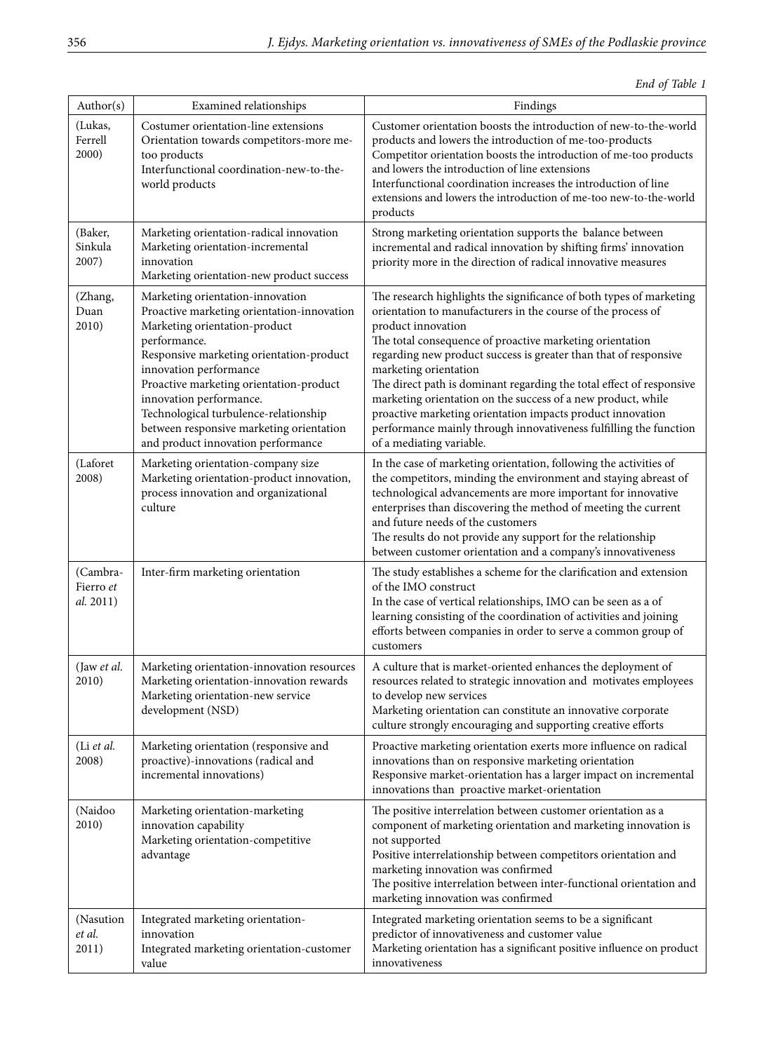*End of Table 1*

| Author(s) | Examined relationships | Findings |
|---|---|---|
| (Lukas, Ferrell 2000) | Costumer orientation-line extensions<br>Orientation towards competitors-more me-too products<br>Interfunctional coordination-new-to-the-world products | Customer orientation boosts the introduction of new-to-the-world products and lowers the introduction of me-too-products<br>Competitor orientation boosts the introduction of me-too products and lowers the introduction of line extensions<br>Interfunctional coordination increases the introduction of line extensions and lowers the introduction of me-too new-to-the-world products |
| (Baker, Sinkula 2007) | Marketing orientation-radical innovation<br>Marketing orientation-incremental innovation<br>Marketing orientation-new product success | Strong marketing orientation supports the balance between incremental and radical innovation by shifting firms' innovation priority more in the direction of radical innovative measures |
| (Zhang, Duan 2010) | Marketing orientation-innovation<br>Proactive marketing orientation-innovation<br>Marketing orientation-product performance.<br>Responsive marketing orientation-product innovation performance<br>Proactive marketing orientation-product innovation performance.<br>Technological turbulence-relationship between responsive marketing orientation and product innovation performance | The research highlights the significance of both types of marketing orientation to manufacturers in the course of the process of product innovation<br>The total consequence of proactive marketing orientation regarding new product success is greater than that of responsive marketing orientation<br>The direct path is dominant regarding the total effect of responsive marketing orientation on the success of a new product, while proactive marketing orientation impacts product innovation performance mainly through innovativeness fulfilling the function of a mediating variable. |
| (Laforet 2008) | Marketing orientation-company size<br>Marketing orientation-product innovation, process innovation and organizational culture | In the case of marketing orientation, following the activities of the competitors, minding the environment and staying abreast of technological advancements are more important for innovative enterprises than discovering the method of meeting the current and future needs of the customers<br>The results do not provide any support for the relationship between customer orientation and a company's innovativeness |
| (Cambra-Fierro *et al.* 2011) | Inter-firm marketing orientation | The study establishes a scheme for the clarification and extension of the IMO construct<br>In the case of vertical relationships, IMO can be seen as a of learning consisting of the coordination of activities and joining efforts between companies in order to serve a common group of customers |
| (Jaw *et al.* 2010) | Marketing orientation-innovation resources<br>Marketing orientation-innovation rewards<br>Marketing orientation-new service development (NSD) | A culture that is market-oriented enhances the deployment of resources related to strategic innovation and motivates employees to develop new services<br>Marketing orientation can constitute an innovative corporate culture strongly encouraging and supporting creative efforts |
| (Li *et al.* 2008) | Marketing orientation (responsive and proactive)-innovations (radical and incremental innovations) | Proactive marketing orientation exerts more influence on radical innovations than on responsive marketing orientation<br>Responsive market-orientation has a larger impact on incremental innovations than proactive market-orientation |
| (Naidoo 2010) | Marketing orientation-marketing innovation capability<br>Marketing orientation-competitive advantage | The positive interrelation between customer orientation as a component of marketing orientation and marketing innovation is not supported<br>Positive interrelationship between competitors orientation and marketing innovation was confirmed<br>The positive interrelation between inter-functional orientation and marketing innovation was confirmed |
| (Nasution *et al.* 2011) | Integrated marketing orientation-innovation<br>Integrated marketing orientation-customer value | Integrated marketing orientation seems to be a significant predictor of innovativeness and customer value<br>Marketing orientation has a significant positive influence on product innovativeness |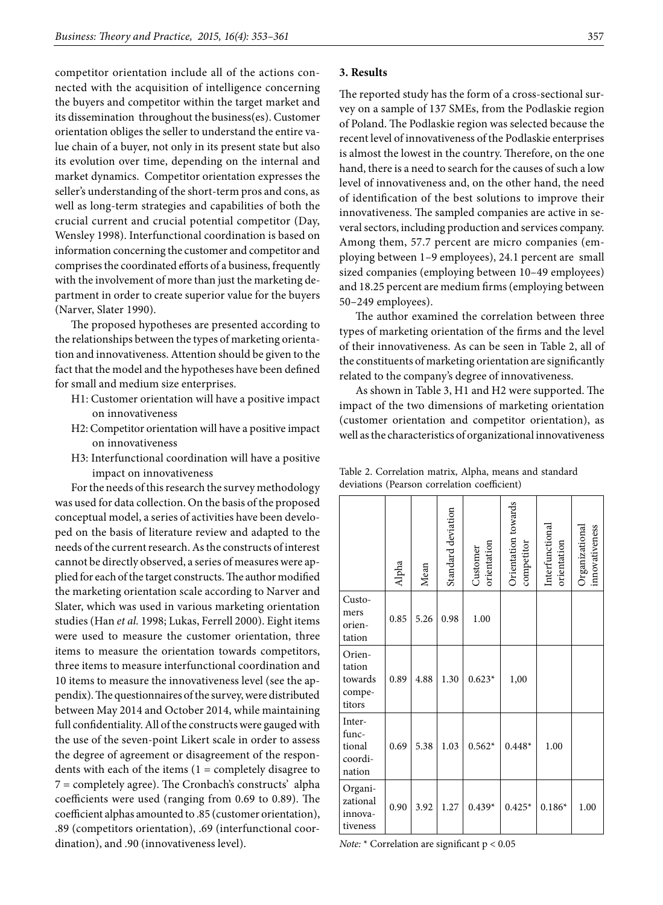competitor orientation include all of the actions connected with the acquisition of intelligence concerning the buyers and competitor within the target market and its dissemination throughout the business(es). Customer orientation obliges the seller to understand the entire value chain of a buyer, not only in its present state but also its evolution over time, depending on the internal and market dynamics. Competitor orientation expresses the seller's understanding of the short-term pros and cons, as well as long-term strategies and capabilities of both the crucial current and crucial potential competitor (Day, Wensley 1998). Interfunctional coordination is based on information concerning the customer and competitor and comprises the coordinated efforts of a business, frequently with the involvement of more than just the marketing department in order to create superior value for the buyers (Narver, Slater 1990).

The proposed hypotheses are presented according to the relationships between the types of marketing orientation and innovativeness. Attention should be given to the fact that the model and the hypotheses have been defined for small and medium size enterprises.

- H1: Customer orientation will have a positive impact on innovativeness
- H2: Competitor orientation will have a positive impact on innovativeness
- H3: Interfunctional coordination will have a positive impact on innovativeness

For the needs of this research the survey methodology was used for data collection. On the basis of the proposed conceptual model, a series of activities have been developed on the basis of literature review and adapted to the needs of the current research. As the constructs of interest cannot be directly observed, a series of measures were applied for each of the target constructs. The author modified the marketing orientation scale according to Narver and Slater, which was used in various marketing orientation studies (Han *et al.* 1998; Lukas, Ferrell 2000). Eight items were used to measure the customer orientation, three items to measure the orientation towards competitors, three items to measure interfunctional coordination and 10 items to measure the innovativeness level (see the appendix). The questionnaires of the survey, were distributed between May 2014 and October 2014, while maintaining full confidentiality. All of the constructs were gauged with the use of the seven-point Likert scale in order to assess the degree of agreement or disagreement of the respondents with each of the items (1 = completely disagree to 7 = completely agree). The Cronbach's constructs' alpha coefficients were used (ranging from 0.69 to 0.89). The coefficient alphas amounted to .85 (customer orientation), .89 (competitors orientation), .69 (interfunctional coordination), and .90 (innovativeness level).

## 3. Results

The reported study has the form of a cross-sectional survey on a sample of 137 SMEs, from the Podlaskie region of Poland. The Podlaskie region was selected because the recent level of innovativeness of the Podlaskie enterprises is almost the lowest in the country. Therefore, on the one hand, there is a need to search for the causes of such a low level of innovativeness and, on the other hand, the need of identification of the best solutions to improve their innovativeness. The sampled companies are active in several sectors, including production and services company. Among them, 57.7 percent are micro companies (employing between 1–9 employees), 24.1 percent are small sized companies (employing between 10–49 employees) and 18.25 percent are medium firms (employing between 50–249 employees).

The author examined the correlation between three types of marketing orientation of the firms and the level of their innovativeness. As can be seen in Table 2, all of the constituents of marketing orientation are significantly related to the company's degree of innovativeness.

As shown in Table 3, H1 and H2 were supported. The impact of the two dimensions of marketing orientation (customer orientation and competitor orientation), as well as the characteristics of organizational innovativeness

Table 2. Correlation matrix, Alpha, means and standard deviations (Pearson correlation coefficient)

| | Alpha | Mean | Standard deviation | Customer orientation | Orientation towards competitor | Interfunctional orientation | Organizational innovativeness |
|---|---|---|---|---|---|---|---|
| Customers orientation | 0.85 | 5.26 | 0.98 | 1.00 | | | |
| Orientation towards competitors | 0.89 | 4.88 | 1.30 | 0.623* | 1,00 | | |
| Interfunctional coordination | 0.69 | 5.38 | 1.03 | 0.562* | 0.448* | 1.00 | |
| Organizational innovativeness | 0.90 | 3.92 | 1.27 | 0.439* | 0.425* | 0.186* | 1.00 |

*Note:* * Correlation are significant $p < 0.05$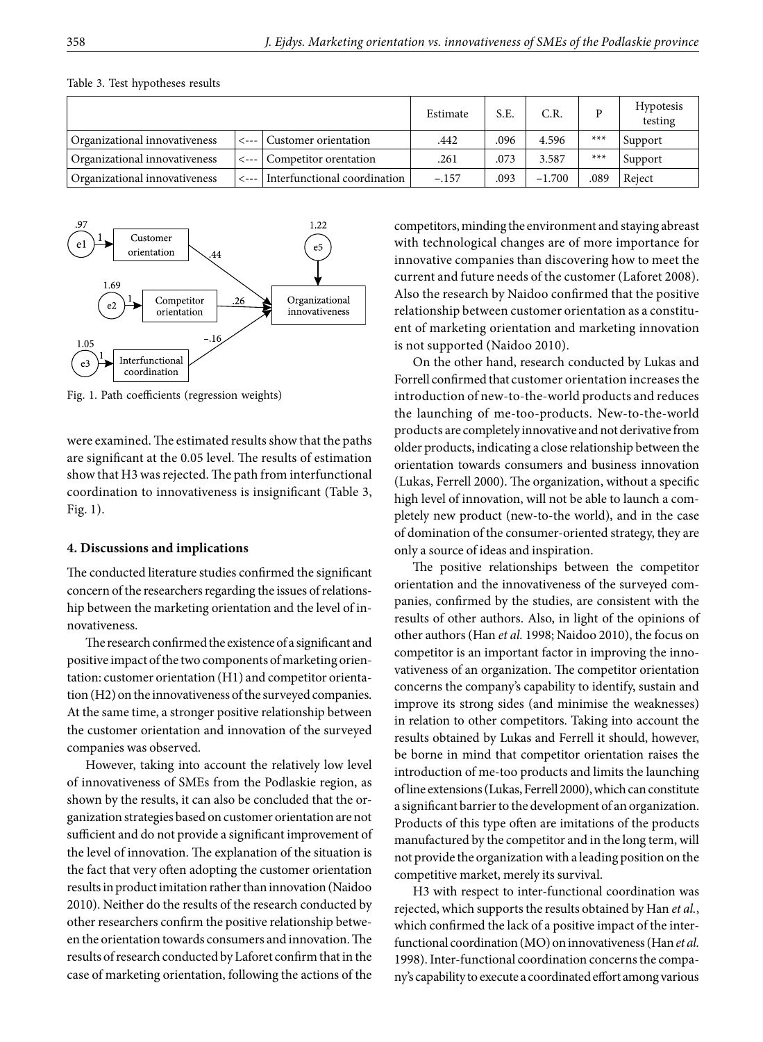Table 3. Test hypotheses results

| | | | Estimate | S.E. | C.R. | P | Hypotesis testing |
|---|---|---|---|---|---|---|---|
| Organizational innovativeness | <--- | Customer orientation | .442 | .096 | 4.596 | *** | Support |
| Organizational innovativeness | <--- | Competitor orentation | .261 | .073 | 3.587 | *** | Support |
| Organizational innovativeness | <--- | Interfunctional coordination | −.157 | .093 | −1.700 | .089 | Reject |

Fig. 1. Path coefficients (regression weights)

were examined. The estimated results show that the paths are significant at the 0.05 level. The results of estimation show that H3 was rejected. The path from interfunctional coordination to innovativeness is insignificant (Table 3, Fig. 1).

## 4. Discussions and implications

The conducted literature studies confirmed the significant concern of the researchers regarding the issues of relationship between the marketing orientation and the level of innovativeness.

The research confirmed the existence of a significant and positive impact of the two components of marketing orientation: customer orientation (H1) and competitor orientation (H2) on the innovativeness of the surveyed companies. At the same time, a stronger positive relationship between the customer orientation and innovation of the surveyed companies was observed.

However, taking into account the relatively low level of innovativeness of SMEs from the Podlaskie region, as shown by the results, it can also be concluded that the organization strategies based on customer orientation are not sufficient and do not provide a significant improvement of the level of innovation. The explanation of the situation is the fact that very often adopting the customer orientation results in product imitation rather than innovation (Naidoo 2010). Neither do the results of the research conducted by other researchers confirm the positive relationship between the orientation towards consumers and innovation. The results of research conducted by Laforet confirm that in the case of marketing orientation, following the actions of the competitors, minding the environment and staying abreast with technological changes are of more importance for innovative companies than discovering how to meet the current and future needs of the customer (Laforet 2008). Also the research by Naidoo confirmed that the positive relationship between customer orientation as a constituent of marketing orientation and marketing innovation is not supported (Naidoo 2010).

On the other hand, research conducted by Lukas and Forrell confirmed that customer orientation increases the introduction of new-to-the-world products and reduces the launching of me-too-products. New-to-the-world products are completely innovative and not derivative from older products, indicating a close relationship between the orientation towards consumers and business innovation (Lukas, Ferrell 2000). The organization, without a specific high level of innovation, will not be able to launch a completely new product (new-to-the world), and in the case of domination of the consumer-oriented strategy, they are only a source of ideas and inspiration.

The positive relationships between the competitor orientation and the innovativeness of the surveyed companies, confirmed by the studies, are consistent with the results of other authors. Also, in light of the opinions of other authors (Han *et al.* 1998; Naidoo 2010), the focus on competitor is an important factor in improving the innovativeness of an organization. The competitor orientation concerns the company's capability to identify, sustain and improve its strong sides (and minimise the weaknesses) in relation to other competitors. Taking into account the results obtained by Lukas and Ferrell it should, however, be borne in mind that competitor orientation raises the introduction of me-too products and limits the launching of line extensions (Lukas, Ferrell 2000), which can constitute a significant barrier to the development of an organization. Products of this type often are imitations of the products manufactured by the competitor and in the long term, will not provide the organization with a leading position on the competitive market, merely its survival.

H3 with respect to inter-functional coordination was rejected, which supports the results obtained by Han *et al.*, which confirmed the lack of a positive impact of the inter-functional coordination (MO) on innovativeness (Han *et al.* 1998). Inter-functional coordination concerns the company's capability to execute a coordinated effort among various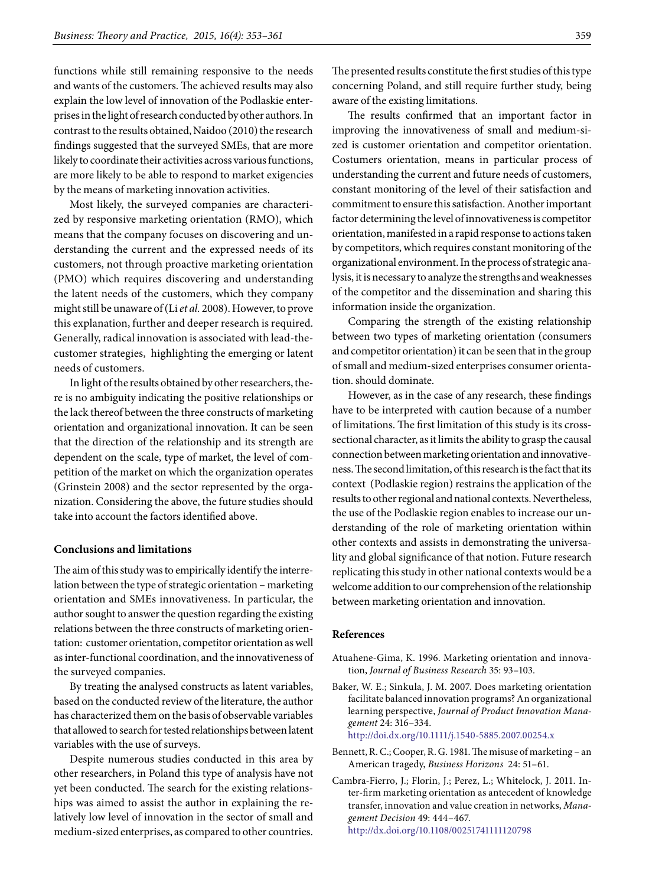functions while still remaining responsive to the needs and wants of the customers. The achieved results may also explain the low level of innovation of the Podlaskie enterprises in the light of research conducted by other authors. In contrast to the results obtained, Naidoo (2010) the research findings suggested that the surveyed SMEs, that are more likely to coordinate their activities across various functions, are more likely to be able to respond to market exigencies by the means of marketing innovation activities.

Most likely, the surveyed companies are characterized by responsive marketing orientation (RMO), which means that the company focuses on discovering and understanding the current and the expressed needs of its customers, not through proactive marketing orientation (PMO) which requires discovering and understanding the latent needs of the customers, which they company might still be unaware of (Li *et al.* 2008). However, to prove this explanation, further and deeper research is required. Generally, radical innovation is associated with lead-the-customer strategies, highlighting the emerging or latent needs of customers.

In light of the results obtained by other researchers, there is no ambiguity indicating the positive relationships or the lack thereof between the three constructs of marketing orientation and organizational innovation. It can be seen that the direction of the relationship and its strength are dependent on the scale, type of market, the level of competition of the market on which the organization operates (Grinstein 2008) and the sector represented by the organization. Considering the above, the future studies should take into account the factors identified above.

## Conclusions and limitations

The aim of this study was to empirically identify the interrelation between the type of strategic orientation – marketing orientation and SMEs innovativeness. In particular, the author sought to answer the question regarding the existing relations between the three constructs of marketing orientation: customer orientation, competitor orientation as well as inter-functional coordination, and the innovativeness of the surveyed companies.

By treating the analysed constructs as latent variables, based on the conducted review of the literature, the author has characterized them on the basis of observable variables that allowed to search for tested relationships between latent variables with the use of surveys.

Despite numerous studies conducted in this area by other researchers, in Poland this type of analysis have not yet been conducted. The search for the existing relationships was aimed to assist the author in explaining the relatively low level of innovation in the sector of small and medium-sized enterprises, as compared to other countries. The presented results constitute the first studies of this type concerning Poland, and still require further study, being aware of the existing limitations.

The results confirmed that an important factor in improving the innovativeness of small and medium-sized is customer orientation and competitor orientation. Costumers orientation, means in particular process of understanding the current and future needs of customers, constant monitoring of the level of their satisfaction and commitment to ensure this satisfaction. Another important factor determining the level of innovativeness is competitor orientation, manifested in a rapid response to actions taken by competitors, which requires constant monitoring of the organizational environment. In the process of strategic analysis, it is necessary to analyze the strengths and weaknesses of the competitor and the dissemination and sharing this information inside the organization.

Comparing the strength of the existing relationship between two types of marketing orientation (consumers and competitor orientation) it can be seen that in the group of small and medium-sized enterprises consumer orientation. should dominate.

However, as in the case of any research, these findings have to be interpreted with caution because of a number of limitations. The first limitation of this study is its cross-sectional character, as it limits the ability to grasp the causal connection between marketing orientation and innovativeness. The second limitation, of this research is the fact that its context (Podlaskie region) restrains the application of the results to other regional and national contexts. Nevertheless, the use of the Podlaskie region enables to increase our understanding of the role of marketing orientation within other contexts and assists in demonstrating the universality and global significance of that notion. Future research replicating this study in other national contexts would be a welcome addition to our comprehension of the relationship between marketing orientation and innovation.

## References

Atuahene-Gima, K. 1996. Marketing orientation and innovation, *Journal of Business Research* 35: 93–103.

Baker, W. E.; Sinkula, J. M. 2007. Does marketing orientation facilitate balanced innovation programs? An organizational learning perspective, *Journal of Product Innovation Management* 24: 316–334. http://doi.dx.org/10.1111/j.1540-5885.2007.00254.x

Bennett, R. C.; Cooper, R. G. 1981. The misuse of marketing – an American tragedy, *Business Horizons* 24: 51–61.

Cambra-Fierro, J.; Florin, J.; Perez, L.; Whitelock, J. 2011. Inter-firm marketing orientation as antecedent of knowledge transfer, innovation and value creation in networks, *Management Decision* 49: 444–467. http://dx.doi.org/10.1108/00251741111120798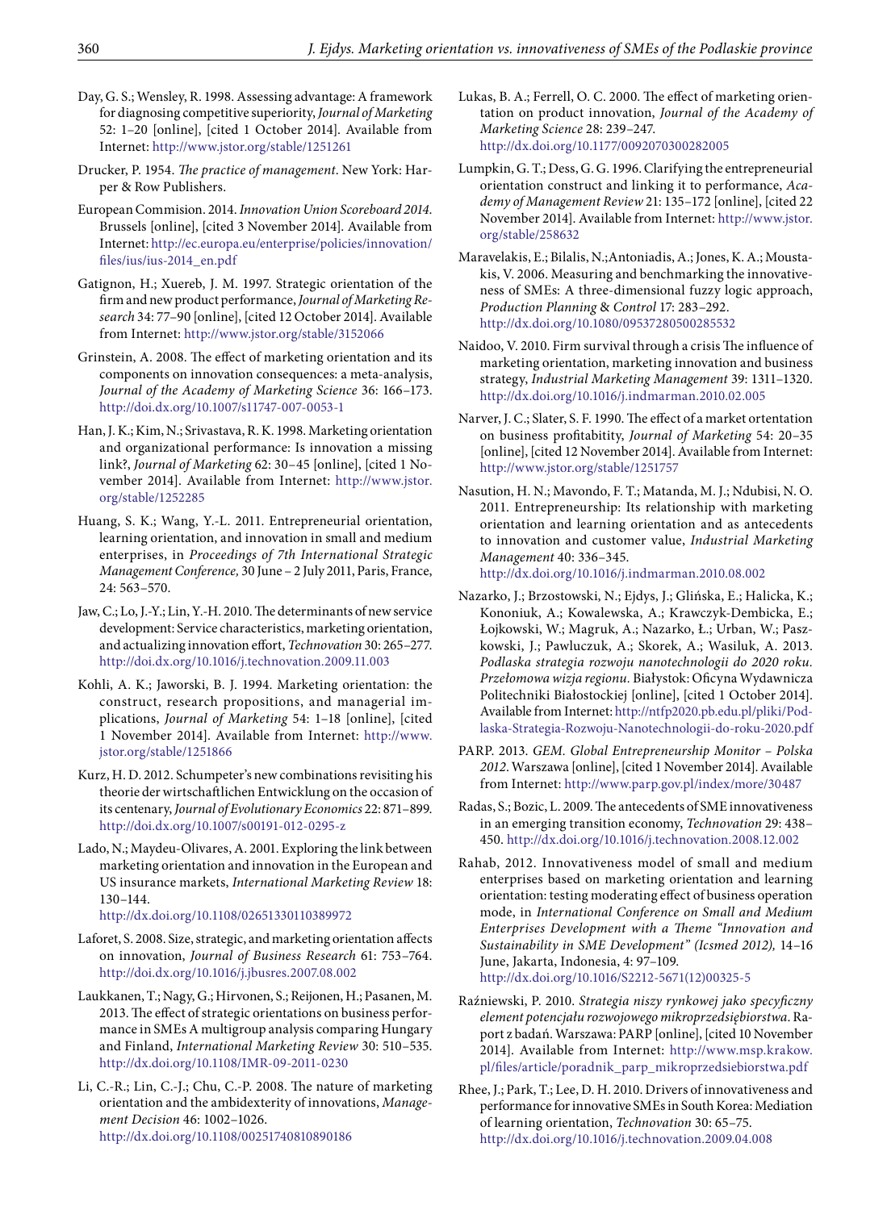Day, G. S.; Wensley, R. 1998. Assessing advantage: A framework for diagnosing competitive superiority, *Journal of Marketing* 52: 1–20 [online], [cited 1 October 2014]. Available from Internet: http://www.jstor.org/stable/1251261

Drucker, P. 1954. *The practice of management*. New York: Harper & Row Publishers.

European Commision. 2014. *Innovation Union Scoreboard 2014*. Brussels [online], [cited 3 November 2014]. Available from Internet: http://ec.europa.eu/enterprise/policies/innovation/files/ius/ius-2014_en.pdf

Gatignon, H.; Xuereb, J. M. 1997. Strategic orientation of the firm and new product performance, *Journal of Marketing Research* 34: 77–90 [online], [cited 12 October 2014]. Available from Internet: http://www.jstor.org/stable/3152066

Grinstein, A. 2008. The effect of marketing orientation and its components on innovation consequences: a meta-analysis, *Journal of the Academy of Marketing Science* 36: 166–173. http://doi.dx.org/10.1007/s11747-007-0053-1

Han, J. K.; Kim, N.; Srivastava, R. K. 1998. Marketing orientation and organizational performance: Is innovation a missing link?, *Journal of Marketing* 62: 30–45 [online], [cited 1 November 2014]. Available from Internet: http://www.jstor.org/stable/1252285

Huang, S. K.; Wang, Y.-L. 2011. Entrepreneurial orientation, learning orientation, and innovation in small and medium enterprises, in *Proceedings of 7th International Strategic Management Conference,* 30 June – 2 July 2011, Paris, France, 24: 563–570.

Jaw, C.; Lo, J.-Y.; Lin, Y.-H. 2010. The determinants of new service development: Service characteristics, marketing orientation, and actualizing innovation effort, *Technovation* 30: 265–277. http://doi.dx.org/10.1016/j.technovation.2009.11.003

Kohli, A. K.; Jaworski, B. J. 1994. Marketing orientation: the construct, research propositions, and managerial implications, *Journal of Marketing* 54: 1–18 [online], [cited 1 November 2014]. Available from Internet: http://www.jstor.org/stable/1251866

Kurz, H. D. 2012. Schumpeter's new combinations revisiting his theorie der wirtschaftlichen Entwicklung on the occasion of its centenary, *Journal of Evolutionary Economics* 22: 871–899. http://doi.dx.org/10.1007/s00191-012-0295-z

Lado, N.; Maydeu-Olivares, A. 2001. Exploring the link between marketing orientation and innovation in the European and US insurance markets, *International Marketing Review* 18: 130–144. http://dx.doi.org/10.1108/02651330110389972

Laforet, S. 2008. Size, strategic, and marketing orientation affects on innovation, *Journal of Business Research* 61: 753–764. http://doi.dx.org/10.1016/j.jbusres.2007.08.002

Laukkanen, T.; Nagy, G.; Hirvonen, S.; Reijonen, H.; Pasanen, M. 2013. The effect of strategic orientations on business performance in SMEs A multigroup analysis comparing Hungary and Finland, *International Marketing Review* 30: 510–535. http://dx.doi.org/10.1108/IMR-09-2011-0230

Li, C.-R.; Lin, C.-J.; Chu, C.-P. 2008. The nature of marketing orientation and the ambidexterity of innovations, *Management Decision* 46: 1002–1026. http://dx.doi.org/10.1108/00251740810890186

Lukas, B. A.; Ferrell, O. C. 2000. The effect of marketing orientation on product innovation, *Journal of the Academy of Marketing Science* 28: 239–247. http://dx.doi.org/10.1177/0092070300282005

Lumpkin, G. T.; Dess, G. G. 1996. Clarifying the entrepreneurial orientation construct and linking it to performance, *Academy of Management Review* 21: 135–172 [online], [cited 22 November 2014]. Available from Internet: http://www.jstor.org/stable/258632

Maravelakis, E.; Bilalis, N.;Antoniadis, A.; Jones, K. A.; Moustakis, V. 2006. Measuring and benchmarking the innovativeness of SMEs: A three-dimensional fuzzy logic approach, *Production Planning* & *Control* 17: 283–292. http://dx.doi.org/10.1080/09537280500285532

Naidoo, V. 2010. Firm survival through a crisis The influence of marketing orientation, marketing innovation and business strategy, *Industrial Marketing Management* 39: 1311–1320. http://dx.doi.org/10.1016/j.indmarman.2010.02.005

Narver, J. C.; Slater, S. F. 1990. The effect of a market ortentation on business profitability, *Journal of Marketing* 54: 20–35 [online], [cited 12 November 2014]. Available from Internet: http://www.jstor.org/stable/1251757

Nasution, H. N.; Mavondo, F. T.; Matanda, M. J.; Ndubisi, N. O. 2011. Entrepreneurship: Its relationship with marketing orientation and learning orientation and as antecedents to innovation and customer value, *Industrial Marketing Management* 40: 336–345. http://dx.doi.org/10.1016/j.indmarman.2010.08.002

Nazarko, J.; Brzostowski, N.; Ejdys, J.; Glińska, E.; Halicka, K.; Kononiuk, A.; Kowalewska, A.; Krawczyk-Dembicka, E.; Łojkowski, W.; Magruk, A.; Nazarko, Ł.; Urban, W.; Paszkowski, J.; Pawluczuk, A.; Skorek, A.; Wasiluk, A. 2013. *Podlaska strategia rozwoju nanotechnologii do 2020 roku. Przełomowa wizja regionu*. Białystok: Oficyna Wydawnicza Politechniki Białostockiej [online], [cited 1 October 2014]. Available from Internet: http://ntfp2020.pb.edu.pl/pliki/Podlaska-Strategia-Rozwoju-Nanotechnologii-do-roku-2020.pdf

PARP. 2013. *GEM. Global Entrepreneurship Monitor – Polska 2012*. Warszawa [online], [cited 1 November 2014]. Available from Internet: http://www.parp.gov.pl/index/more/30487

Radas, S.; Bozic, L. 2009. The antecedents of SME innovativeness in an emerging transition economy, *Technovation* 29: 438–450. http://dx.doi.org/10.1016/j.technovation.2008.12.002

Rahab, 2012. Innovativeness model of small and medium enterprises based on marketing orientation and learning orientation: testing moderating effect of business operation mode, in *International Conference on Small and Medium Enterprises Development with a Theme "Innovation and Sustainability in SME Development" (Icsmed 2012),* 14–16 June, Jakarta, Indonesia, 4: 97–109. http://dx.doi.org/10.1016/S2212-5671(12)00325-5

Raźniewski, P. 2010. *Strategia niszy rynkowej jako specyficzny element potencjału rozwojowego mikroprzedsiębiorstwa*. Raport z badań. Warszawa: PARP [online], [cited 10 November 2014]. Available from Internet: http://www.msp.krakow.pl/files/article/poradnik_parp_mikroprzedsiebiorstwa.pdf

Rhee, J.; Park, T.; Lee, D. H. 2010. Drivers of innovativeness and performance for innovative SMEs in South Korea: Mediation of learning orientation, *Technovation* 30: 65–75. http://dx.doi.org/10.1016/j.technovation.2009.04.008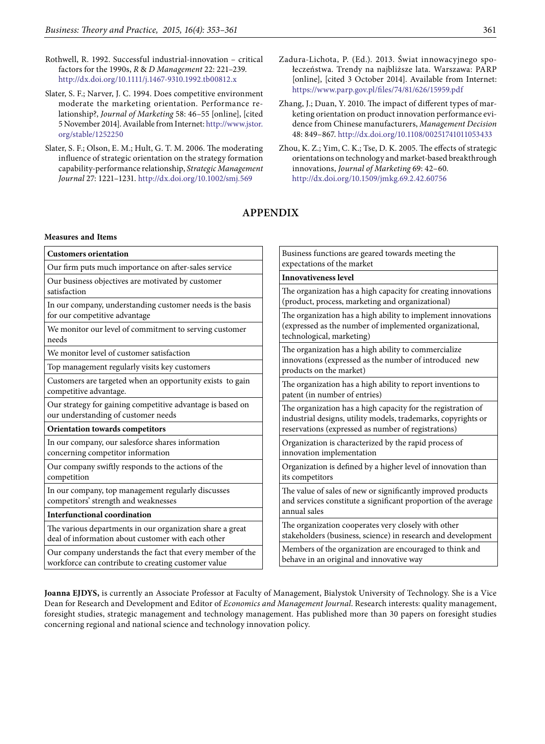Rothwell, R. 1992. Successful industrial-innovation – critical factors for the 1990s, *R & D Management* 22: 221–239. http://dx.doi.org/10.1111/j.1467-9310.1992.tb00812.x

Slater, S. F.; Narver, J. C. 1994. Does competitive environment moderate the marketing orientation. Performance relationship?, *Journal of Marketing* 58: 46–55 [online], [cited 5 November 2014]. Available from Internet: http://www.jstor.org/stable/1252250

Slater, S. F.; Olson, E. M.; Hult, G. T. M. 2006. The moderating influence of strategic orientation on the strategy formation capability-performance relationship, *Strategic Management Journal* 27: 1221–1231. http://dx.doi.org/10.1002/smj.569

Zadura-Lichota, P. (Ed.). 2013. Świat innowacyjnego społeczeństwa. Trendy na najbliższe lata. Warszawa: PARP [online], [cited 3 October 2014]. Available from Internet: https://www.parp.gov.pl/files/74/81/626/15959.pdf

Zhang, J.; Duan, Y. 2010. The impact of different types of marketing orientation on product innovation performance evidence from Chinese manufacturers, *Management Decision* 48: 849–867. http://dx.doi.org/10.1108/00251741011053433

Zhou, K. Z.; Yim, C. K.; Tse, D. K. 2005. The effects of strategic orientations on technology and market-based breakthrough innovations, *Journal of Marketing* 69: 42–60. http://dx.doi.org/10.1509/jmkg.69.2.42.60756

## APPENDIX

**Measures and Items**

| |
|---|
| **Customers orientation** |
| Our firm puts much importance on after-sales service |
| Our business objectives are motivated by customer satisfaction |
| In our company, understanding customer needs is the basis for our competitive advantage |
| We monitor our level of commitment to serving customer needs |
| We monitor level of customer satisfaction |
| Top management regularly visits key customers |
| Customers are targeted when an opportunity exists to gain competitive advantage. |
| Our strategy for gaining competitive advantage is based on our understanding of customer needs |
| **Orientation towards competitors** |
| In our company, our salesforce shares information concerning competitor information |
| Our company swiftly responds to the actions of the competition |
| In our company, top management regularly discusses competitors' strength and weaknesses |
| **Interfunctional coordination** |
| The various departments in our organization share a great deal of information about customer with each other |
| Our company understands the fact that every member of the workforce can contribute to creating customer value |
| Business functions are geared towards meeting the expectations of the market |
| **Innovativeness level** |
| The organization has a high capacity for creating innovations (product, process, marketing and organizational) |
| The organization has a high ability to implement innovations (expressed as the number of implemented organizational, technological, marketing) |
| The organization has a high ability to commercialize innovations (expressed as the number of introduced new products on the market) |
| The organization has a high ability to report inventions to patent (in number of entries) |
| The organization has a high capacity for the registration of industrial designs, utility models, trademarks, copyrights or reservations (expressed as number of registrations) |
| Organization is characterized by the rapid process of innovation implementation |
| Organization is defined by a higher level of innovation than its competitors |
| The value of sales of new or significantly improved products and services constitute a significant proportion of the average annual sales |
| The organization cooperates very closely with other stakeholders (business, science) in research and development |
| Members of the organization are encouraged to think and behave in an original and innovative way |

**Joanna EJDYS,** is currently an Associate Professor at Faculty of Management, Bialystok University of Technology. She is a Vice Dean for Research and Development and Editor of *Economics and Management Journal*. Research interests: quality management, foresight studies, strategic management and technology management. Has published more than 30 papers on foresight studies concerning regional and national science and technology innovation policy.